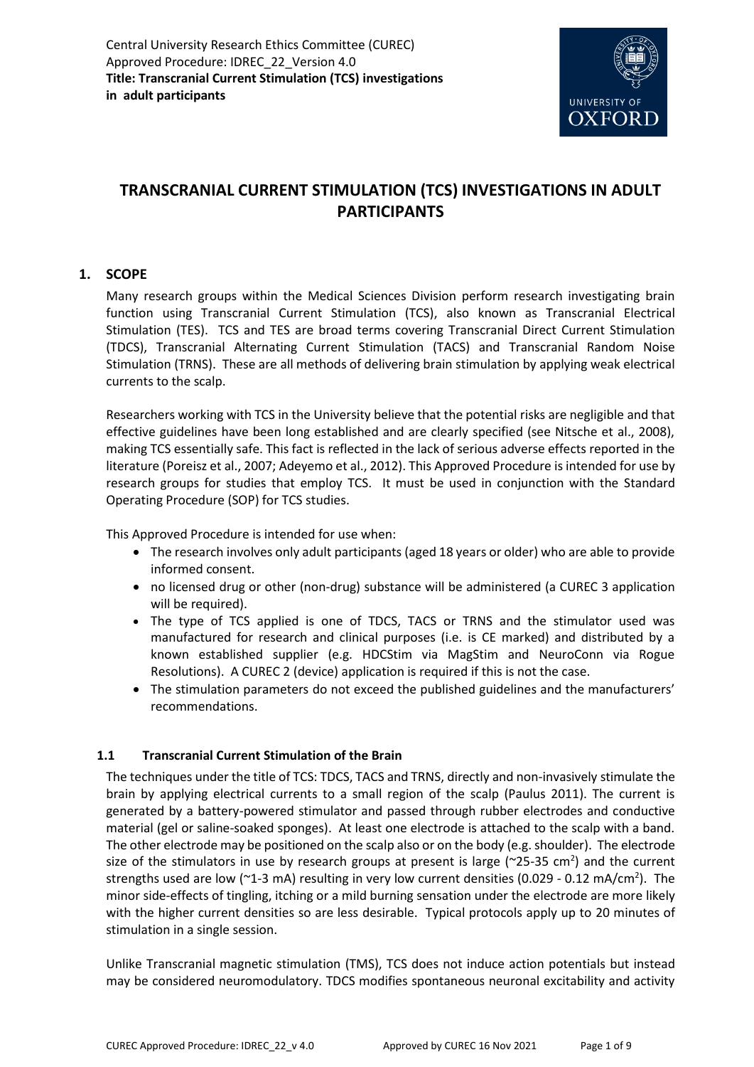Central University Research Ethics Committee (CUREC)
Approved Procedure: IDREC_22_Version 4.0
**Title: Transcranial Current Stimulation (TCS) investigations in adult participants**

# TRANSCRANIAL CURRENT STIMULATION (TCS) INVESTIGATIONS IN ADULT PARTICIPANTS

## 1. SCOPE

Many research groups within the Medical Sciences Division perform research investigating brain function using Transcranial Current Stimulation (TCS), also known as Transcranial Electrical Stimulation (TES). TCS and TES are broad terms covering Transcranial Direct Current Stimulation (TDCS), Transcranial Alternating Current Stimulation (TACS) and Transcranial Random Noise Stimulation (TRNS). These are all methods of delivering brain stimulation by applying weak electrical currents to the scalp.

Researchers working with TCS in the University believe that the potential risks are negligible and that effective guidelines have been long established and are clearly specified (see Nitsche et al., 2008), making TCS essentially safe. This fact is reflected in the lack of serious adverse effects reported in the literature (Poreisz et al., 2007; Adeyemo et al., 2012). This Approved Procedure is intended for use by research groups for studies that employ TCS. It must be used in conjunction with the Standard Operating Procedure (SOP) for TCS studies.

This Approved Procedure is intended for use when:

- The research involves only adult participants (aged 18 years or older) who are able to provide informed consent.
- no licensed drug or other (non-drug) substance will be administered (a CUREC 3 application will be required).
- The type of TCS applied is one of TDCS, TACS or TRNS and the stimulator used was manufactured for research and clinical purposes (i.e. is CE marked) and distributed by a known established supplier (e.g. HDCStim via MagStim and NeuroConn via Rogue Resolutions). A CUREC 2 (device) application is required if this is not the case.
- The stimulation parameters do not exceed the published guidelines and the manufacturers' recommendations.

### 1.1 Transcranial Current Stimulation of the Brain

The techniques under the title of TCS: TDCS, TACS and TRNS, directly and non-invasively stimulate the brain by applying electrical currents to a small region of the scalp (Paulus 2011). The current is generated by a battery-powered stimulator and passed through rubber electrodes and conductive material (gel or saline-soaked sponges). At least one electrode is attached to the scalp with a band. The other electrode may be positioned on the scalp also or on the body (e.g. shoulder). The electrode size of the stimulators in use by research groups at present is large (~25-35 $cm^2$) and the current strengths used are low (~1-3 mA) resulting in very low current densities (0.029 - 0.12 $mA/cm^2$). The minor side-effects of tingling, itching or a mild burning sensation under the electrode are more likely with the higher current densities so are less desirable. Typical protocols apply up to 20 minutes of stimulation in a single session.

Unlike Transcranial magnetic stimulation (TMS), TCS does not induce action potentials but instead may be considered neuromodulatory. TDCS modifies spontaneous neuronal excitability and activity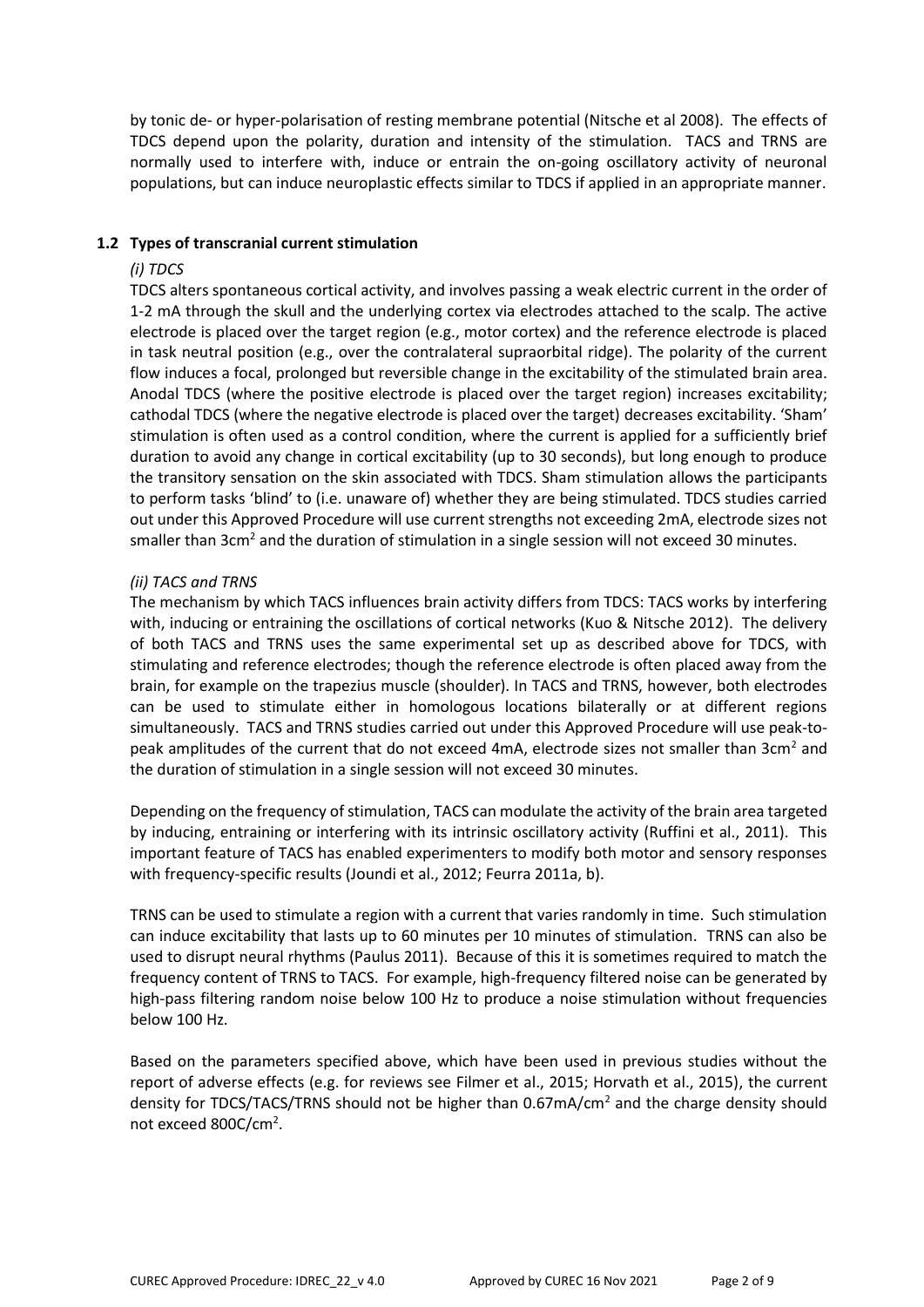by tonic de- or hyper-polarisation of resting membrane potential (Nitsche et al 2008). The effects of TDCS depend upon the polarity, duration and intensity of the stimulation. TACS and TRNS are normally used to interfere with, induce or entrain the on-going oscillatory activity of neuronal populations, but can induce neuroplastic effects similar to TDCS if applied in an appropriate manner.

### 1.2 Types of transcranial current stimulation

*(i) TDCS*

TDCS alters spontaneous cortical activity, and involves passing a weak electric current in the order of 1-2 mA through the skull and the underlying cortex via electrodes attached to the scalp. The active electrode is placed over the target region (e.g., motor cortex) and the reference electrode is placed in task neutral position (e.g., over the contralateral supraorbital ridge). The polarity of the current flow induces a focal, prolonged but reversible change in the excitability of the stimulated brain area. Anodal TDCS (where the positive electrode is placed over the target region) increases excitability; cathodal TDCS (where the negative electrode is placed over the target) decreases excitability. 'Sham' stimulation is often used as a control condition, where the current is applied for a sufficiently brief duration to avoid any change in cortical excitability (up to 30 seconds), but long enough to produce the transitory sensation on the skin associated with TDCS. Sham stimulation allows the participants to perform tasks 'blind' to (i.e. unaware of) whether they are being stimulated. TDCS studies carried out under this Approved Procedure will use current strengths not exceeding 2mA, electrode sizes not smaller than $3cm^2$ and the duration of stimulation in a single session will not exceed 30 minutes.

*(ii) TACS and TRNS*

The mechanism by which TACS influences brain activity differs from TDCS: TACS works by interfering with, inducing or entraining the oscillations of cortical networks (Kuo & Nitsche 2012). The delivery of both TACS and TRNS uses the same experimental set up as described above for TDCS, with stimulating and reference electrodes; though the reference electrode is often placed away from the brain, for example on the trapezius muscle (shoulder). In TACS and TRNS, however, both electrodes can be used to stimulate either in homologous locations bilaterally or at different regions simultaneously. TACS and TRNS studies carried out under this Approved Procedure will use peak-to-peak amplitudes of the current that do not exceed 4mA, electrode sizes not smaller than $3cm^2$ and the duration of stimulation in a single session will not exceed 30 minutes.

Depending on the frequency of stimulation, TACS can modulate the activity of the brain area targeted by inducing, entraining or interfering with its intrinsic oscillatory activity (Ruffini et al., 2011). This important feature of TACS has enabled experimenters to modify both motor and sensory responses with frequency-specific results (Joundi et al., 2012; Feurra 2011a, b).

TRNS can be used to stimulate a region with a current that varies randomly in time. Such stimulation can induce excitability that lasts up to 60 minutes per 10 minutes of stimulation. TRNS can also be used to disrupt neural rhythms (Paulus 2011). Because of this it is sometimes required to match the frequency content of TRNS to TACS. For example, high-frequency filtered noise can be generated by high-pass filtering random noise below 100 Hz to produce a noise stimulation without frequencies below 100 Hz.

Based on the parameters specified above, which have been used in previous studies without the report of adverse effects (e.g. for reviews see Filmer et al., 2015; Horvath et al., 2015), the current density for TDCS/TACS/TRNS should not be higher than $0.67mA/cm^2$ and the charge density should not exceed $800C/cm^2$.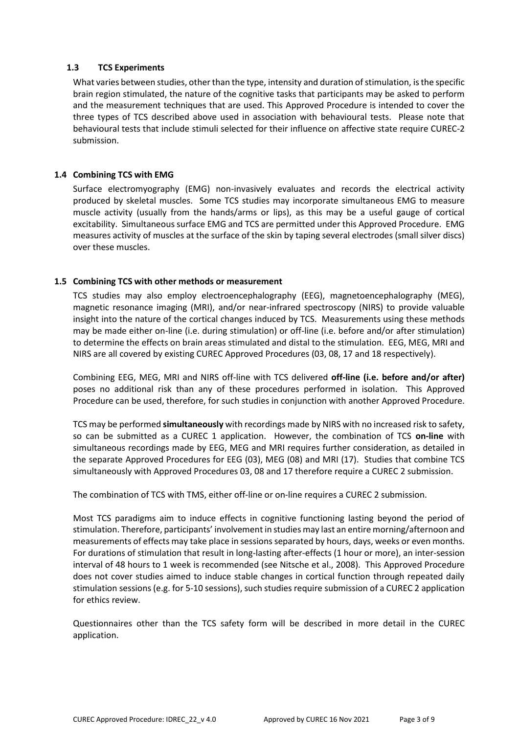### 1.3 TCS Experiments

What varies between studies, other than the type, intensity and duration of stimulation, is the specific brain region stimulated, the nature of the cognitive tasks that participants may be asked to perform and the measurement techniques that are used. This Approved Procedure is intended to cover the three types of TCS described above used in association with behavioural tests. Please note that behavioural tests that include stimuli selected for their influence on affective state require CUREC-2 submission.

### 1.4 Combining TCS with EMG

Surface electromyography (EMG) non-invasively evaluates and records the electrical activity produced by skeletal muscles. Some TCS studies may incorporate simultaneous EMG to measure muscle activity (usually from the hands/arms or lips), as this may be a useful gauge of cortical excitability. Simultaneous surface EMG and TCS are permitted under this Approved Procedure. EMG measures activity of muscles at the surface of the skin by taping several electrodes (small silver discs) over these muscles.

### 1.5 Combining TCS with other methods or measurement

TCS studies may also employ electroencephalography (EEG), magnetoencephalography (MEG), magnetic resonance imaging (MRI), and/or near-infrared spectroscopy (NIRS) to provide valuable insight into the nature of the cortical changes induced by TCS. Measurements using these methods may be made either on-line (i.e. during stimulation) or off-line (i.e. before and/or after stimulation) to determine the effects on brain areas stimulated and distal to the stimulation. EEG, MEG, MRI and NIRS are all covered by existing CUREC Approved Procedures (03, 08, 17 and 18 respectively).

Combining EEG, MEG, MRI and NIRS off-line with TCS delivered **off-line (i.e. before and/or after)** poses no additional risk than any of these procedures performed in isolation. This Approved Procedure can be used, therefore, for such studies in conjunction with another Approved Procedure.

TCS may be performed **simultaneously** with recordings made by NIRS with no increased risk to safety, so can be submitted as a CUREC 1 application. However, the combination of TCS **on-line** with simultaneous recordings made by EEG, MEG and MRI requires further consideration, as detailed in the separate Approved Procedures for EEG (03), MEG (08) and MRI (17). Studies that combine TCS simultaneously with Approved Procedures 03, 08 and 17 therefore require a CUREC 2 submission.

The combination of TCS with TMS, either off-line or on-line requires a CUREC 2 submission.

Most TCS paradigms aim to induce effects in cognitive functioning lasting beyond the period of stimulation. Therefore, participants' involvement in studies may last an entire morning/afternoon and measurements of effects may take place in sessions separated by hours, days, weeks or even months. For durations of stimulation that result in long-lasting after-effects (1 hour or more), an inter-session interval of 48 hours to 1 week is recommended (see Nitsche et al., 2008). This Approved Procedure does not cover studies aimed to induce stable changes in cortical function through repeated daily stimulation sessions (e.g. for 5-10 sessions), such studies require submission of a CUREC 2 application for ethics review.

Questionnaires other than the TCS safety form will be described in more detail in the CUREC application.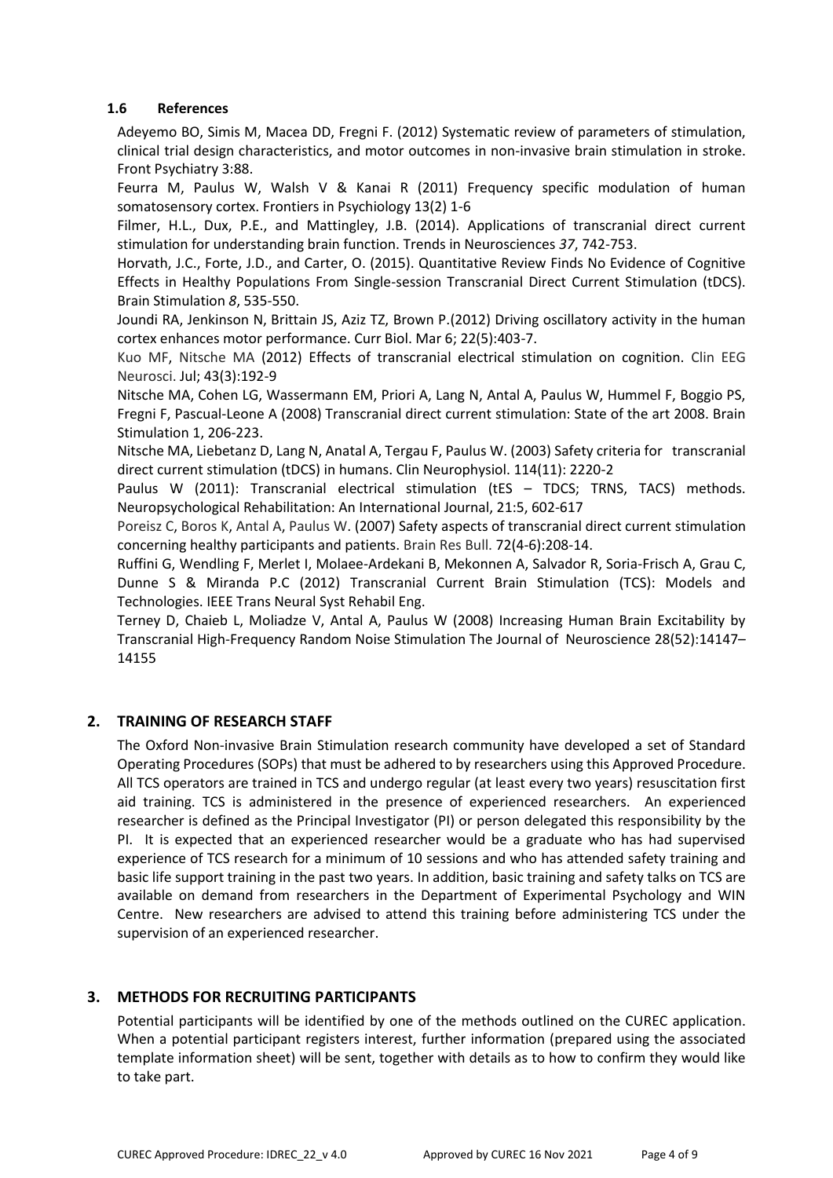### 1.6 References

Adeyemo BO, Simis M, Macea DD, Fregni F. (2012) Systematic review of parameters of stimulation, clinical trial design characteristics, and motor outcomes in non-invasive brain stimulation in stroke. Front Psychiatry 3:88.

Feurra M, Paulus W, Walsh V & Kanai R (2011) Frequency specific modulation of human somatosensory cortex. Frontiers in Psychiology 13(2) 1-6

Filmer, H.L., Dux, P.E., and Mattingley, J.B. (2014). Applications of transcranial direct current stimulation for understanding brain function. Trends in Neurosciences *37*, 742-753.

Horvath, J.C., Forte, J.D., and Carter, O. (2015). Quantitative Review Finds No Evidence of Cognitive Effects in Healthy Populations From Single-session Transcranial Direct Current Stimulation (tDCS). Brain Stimulation *8*, 535-550.

Joundi RA, Jenkinson N, Brittain JS, Aziz TZ, Brown P.(2012) Driving oscillatory activity in the human cortex enhances motor performance. Curr Biol. Mar 6; 22(5):403-7.

Kuo MF, Nitsche MA (2012) Effects of transcranial electrical stimulation on cognition. Clin EEG Neurosci. Jul; 43(3):192-9

Nitsche MA, Cohen LG, Wassermann EM, Priori A, Lang N, Antal A, Paulus W, Hummel F, Boggio PS, Fregni F, Pascual-Leone A (2008) Transcranial direct current stimulation: State of the art 2008. Brain Stimulation 1, 206-223.

Nitsche MA, Liebetanz D, Lang N, Anatal A, Tergau F, Paulus W. (2003) Safety criteria for transcranial direct current stimulation (tDCS) in humans. Clin Neurophysiol. 114(11): 2220-2

Paulus W (2011): Transcranial electrical stimulation (tES – TDCS; TRNS, TACS) methods. Neuropsychological Rehabilitation: An International Journal, 21:5, 602-617

Poreisz C, Boros K, Antal A, Paulus W. (2007) Safety aspects of transcranial direct current stimulation concerning healthy participants and patients. Brain Res Bull. 72(4-6):208-14.

Ruffini G, Wendling F, Merlet I, Molaee-Ardekani B, Mekonnen A, Salvador R, Soria-Frisch A, Grau C, Dunne S & Miranda P.C (2012) Transcranial Current Brain Stimulation (TCS): Models and Technologies. IEEE Trans Neural Syst Rehabil Eng.

Terney D, Chaieb L, Moliadze V, Antal A, Paulus W (2008) Increasing Human Brain Excitability by Transcranial High-Frequency Random Noise Stimulation The Journal of Neuroscience 28(52):14147–14155

## 2. TRAINING OF RESEARCH STAFF

The Oxford Non-invasive Brain Stimulation research community have developed a set of Standard Operating Procedures (SOPs) that must be adhered to by researchers using this Approved Procedure. All TCS operators are trained in TCS and undergo regular (at least every two years) resuscitation first aid training. TCS is administered in the presence of experienced researchers. An experienced researcher is defined as the Principal Investigator (PI) or person delegated this responsibility by the PI. It is expected that an experienced researcher would be a graduate who has had supervised experience of TCS research for a minimum of 10 sessions and who has attended safety training and basic life support training in the past two years. In addition, basic training and safety talks on TCS are available on demand from researchers in the Department of Experimental Psychology and WIN Centre. New researchers are advised to attend this training before administering TCS under the supervision of an experienced researcher.

## 3. METHODS FOR RECRUITING PARTICIPANTS

Potential participants will be identified by one of the methods outlined on the CUREC application. When a potential participant registers interest, further information (prepared using the associated template information sheet) will be sent, together with details as to how to confirm they would like to take part.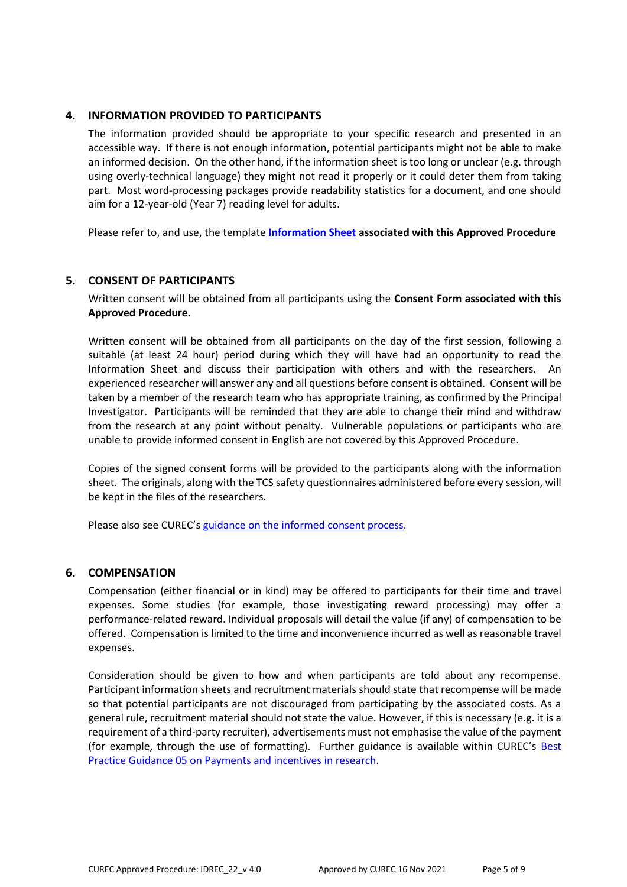## 4. INFORMATION PROVIDED TO PARTICIPANTS

The information provided should be appropriate to your specific research and presented in an accessible way. If there is not enough information, potential participants might not be able to make an informed decision. On the other hand, if the information sheet is too long or unclear (e.g. through using overly-technical language) they might not read it properly or it could deter them from taking part. Most word-processing packages provide readability statistics for a document, and one should aim for a 12-year-old (Year 7) reading level for adults.

Please refer to, and use, the template **Information Sheet associated with this Approved Procedure**

## 5. CONSENT OF PARTICIPANTS

Written consent will be obtained from all participants using the **Consent Form associated with this Approved Procedure.**

Written consent will be obtained from all participants on the day of the first session, following a suitable (at least 24 hour) period during which they will have had an opportunity to read the Information Sheet and discuss their participation with others and with the researchers. An experienced researcher will answer any and all questions before consent is obtained. Consent will be taken by a member of the research team who has appropriate training, as confirmed by the Principal Investigator. Participants will be reminded that they are able to change their mind and withdraw from the research at any point without penalty. Vulnerable populations or participants who are unable to provide informed consent in English are not covered by this Approved Procedure.

Copies of the signed consent forms will be provided to the participants along with the information sheet. The originals, along with the TCS safety questionnaires administered before every session, will be kept in the files of the researchers.

Please also see CUREC's guidance on the informed consent process.

## 6. COMPENSATION

Compensation (either financial or in kind) may be offered to participants for their time and travel expenses. Some studies (for example, those investigating reward processing) may offer a performance-related reward. Individual proposals will detail the value (if any) of compensation to be offered. Compensation is limited to the time and inconvenience incurred as well as reasonable travel expenses.

Consideration should be given to how and when participants are told about any recompense. Participant information sheets and recruitment materials should state that recompense will be made so that potential participants are not discouraged from participating by the associated costs. As a general rule, recruitment material should not state the value. However, if this is necessary (e.g. it is a requirement of a third-party recruiter), advertisements must not emphasise the value of the payment (for example, through the use of formatting). Further guidance is available within CUREC's Best Practice Guidance 05 on Payments and incentives in research.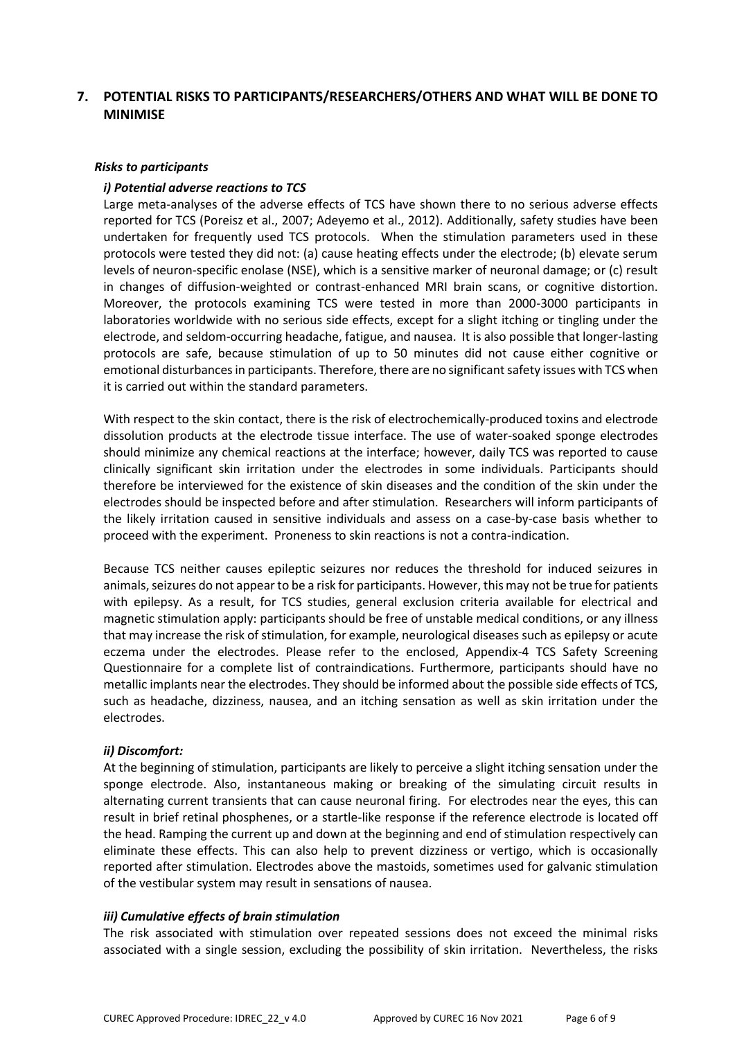## 7. POTENTIAL RISKS TO PARTICIPANTS/RESEARCHERS/OTHERS AND WHAT WILL BE DONE TO MINIMISE

### *Risks to participants*

#### *i) Potential adverse reactions to TCS*

Large meta-analyses of the adverse effects of TCS have shown there to no serious adverse effects reported for TCS (Poreisz et al., 2007; Adeyemo et al., 2012). Additionally, safety studies have been undertaken for frequently used TCS protocols. When the stimulation parameters used in these protocols were tested they did not: (a) cause heating effects under the electrode; (b) elevate serum levels of neuron-specific enolase (NSE), which is a sensitive marker of neuronal damage; or (c) result in changes of diffusion-weighted or contrast-enhanced MRI brain scans, or cognitive distortion. Moreover, the protocols examining TCS were tested in more than 2000-3000 participants in laboratories worldwide with no serious side effects, except for a slight itching or tingling under the electrode, and seldom-occurring headache, fatigue, and nausea. It is also possible that longer-lasting protocols are safe, because stimulation of up to 50 minutes did not cause either cognitive or emotional disturbances in participants. Therefore, there are no significant safety issues with TCS when it is carried out within the standard parameters.

With respect to the skin contact, there is the risk of electrochemically-produced toxins and electrode dissolution products at the electrode tissue interface. The use of water-soaked sponge electrodes should minimize any chemical reactions at the interface; however, daily TCS was reported to cause clinically significant skin irritation under the electrodes in some individuals. Participants should therefore be interviewed for the existence of skin diseases and the condition of the skin under the electrodes should be inspected before and after stimulation. Researchers will inform participants of the likely irritation caused in sensitive individuals and assess on a case-by-case basis whether to proceed with the experiment. Proneness to skin reactions is not a contra-indication.

Because TCS neither causes epileptic seizures nor reduces the threshold for induced seizures in animals, seizures do not appear to be a risk for participants. However, this may not be true for patients with epilepsy. As a result, for TCS studies, general exclusion criteria available for electrical and magnetic stimulation apply: participants should be free of unstable medical conditions, or any illness that may increase the risk of stimulation, for example, neurological diseases such as epilepsy or acute eczema under the electrodes. Please refer to the enclosed, Appendix-4 TCS Safety Screening Questionnaire for a complete list of contraindications. Furthermore, participants should have no metallic implants near the electrodes. They should be informed about the possible side effects of TCS, such as headache, dizziness, nausea, and an itching sensation as well as skin irritation under the electrodes.

#### *ii) Discomfort:*

At the beginning of stimulation, participants are likely to perceive a slight itching sensation under the sponge electrode. Also, instantaneous making or breaking of the simulating circuit results in alternating current transients that can cause neuronal firing. For electrodes near the eyes, this can result in brief retinal phosphenes, or a startle-like response if the reference electrode is located off the head. Ramping the current up and down at the beginning and end of stimulation respectively can eliminate these effects. This can also help to prevent dizziness or vertigo, which is occasionally reported after stimulation. Electrodes above the mastoids, sometimes used for galvanic stimulation of the vestibular system may result in sensations of nausea.

#### *iii) Cumulative effects of brain stimulation*

The risk associated with stimulation over repeated sessions does not exceed the minimal risks associated with a single session, excluding the possibility of skin irritation. Nevertheless, the risks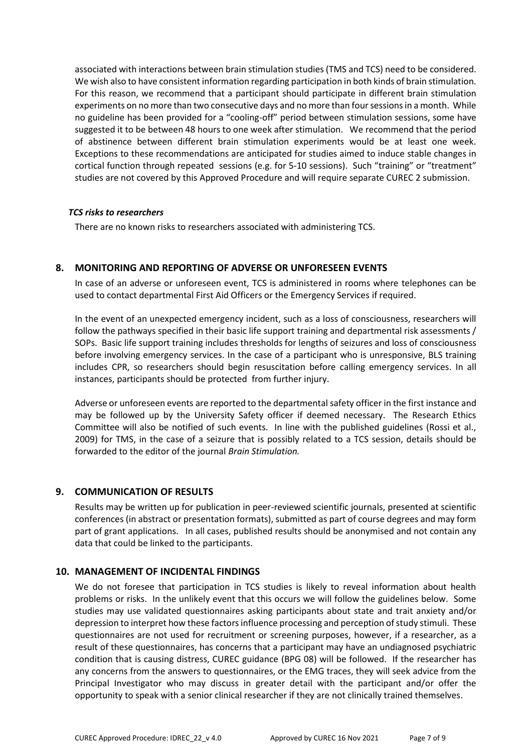associated with interactions between brain stimulation studies (TMS and TCS) need to be considered. We wish also to have consistent information regarding participation in both kinds of brain stimulation. For this reason, we recommend that a participant should participate in different brain stimulation experiments on no more than two consecutive days and no more than four sessions in a month. While no guideline has been provided for a "cooling-off" period between stimulation sessions, some have suggested it to be between 48 hours to one week after stimulation. We recommend that the period of abstinence between different brain stimulation experiments would be at least one week. Exceptions to these recommendations are anticipated for studies aimed to induce stable changes in cortical function through repeated sessions (e.g. for 5-10 sessions). Such "training" or "treatment" studies are not covered by this Approved Procedure and will require separate CUREC 2 submission.

***TCS risks to researchers***

There are no known risks to researchers associated with administering TCS.

## 8. MONITORING AND REPORTING OF ADVERSE OR UNFORESEEN EVENTS

In case of an adverse or unforeseen event, TCS is administered in rooms where telephones can be used to contact departmental First Aid Officers or the Emergency Services if required.

In the event of an unexpected emergency incident, such as a loss of consciousness, researchers will follow the pathways specified in their basic life support training and departmental risk assessments / SOPs. Basic life support training includes thresholds for lengths of seizures and loss of consciousness before involving emergency services. In the case of a participant who is unresponsive, BLS training includes CPR, so researchers should begin resuscitation before calling emergency services. In all instances, participants should be protected from further injury.

Adverse or unforeseen events are reported to the departmental safety officer in the first instance and may be followed up by the University Safety officer if deemed necessary. The Research Ethics Committee will also be notified of such events. In line with the published guidelines (Rossi et al., 2009) for TMS, in the case of a seizure that is possibly related to a TCS session, details should be forwarded to the editor of the journal *Brain Stimulation.*

## 9. COMMUNICATION OF RESULTS

Results may be written up for publication in peer-reviewed scientific journals, presented at scientific conferences (in abstract or presentation formats), submitted as part of course degrees and may form part of grant applications. In all cases, published results should be anonymised and not contain any data that could be linked to the participants.

## 10. MANAGEMENT OF INCIDENTAL FINDINGS

We do not foresee that participation in TCS studies is likely to reveal information about health problems or risks. In the unlikely event that this occurs we will follow the guidelines below. Some studies may use validated questionnaires asking participants about state and trait anxiety and/or depression to interpret how these factors influence processing and perception of study stimuli. These questionnaires are not used for recruitment or screening purposes, however, if a researcher, as a result of these questionnaires, has concerns that a participant may have an undiagnosed psychiatric condition that is causing distress, CUREC guidance (BPG 08) will be followed. If the researcher has any concerns from the answers to questionnaires, or the EMG traces, they will seek advice from the Principal Investigator who may discuss in greater detail with the participant and/or offer the opportunity to speak with a senior clinical researcher if they are not clinically trained themselves.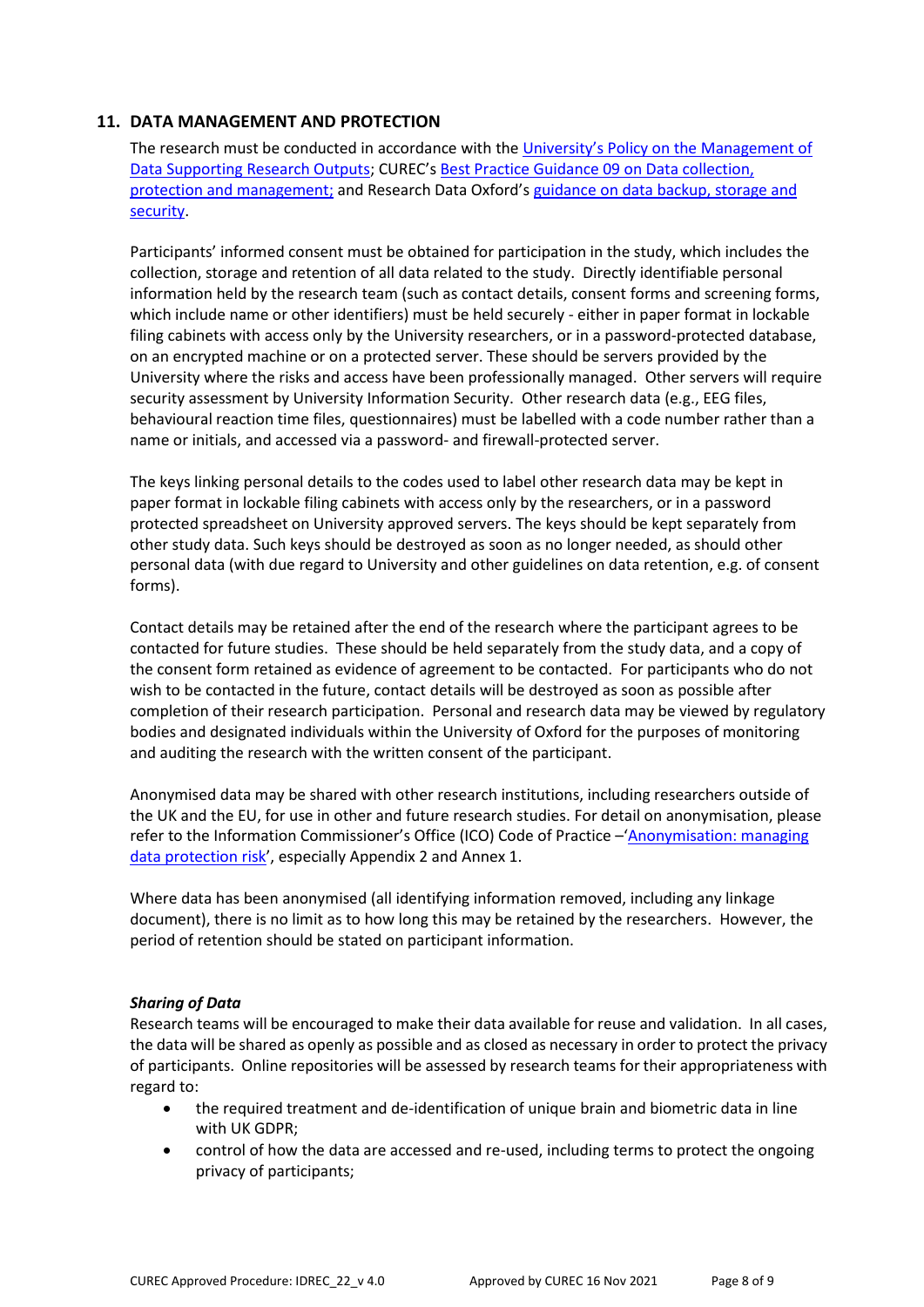## 11. DATA MANAGEMENT AND PROTECTION

The research must be conducted in accordance with the [University's Policy on the Management of Data Supporting Research Outputs](); CUREC's [Best Practice Guidance 09 on Data collection, protection and management;]() and Research Data Oxford's [guidance on data backup, storage and security]().

Participants' informed consent must be obtained for participation in the study, which includes the collection, storage and retention of all data related to the study. Directly identifiable personal information held by the research team (such as contact details, consent forms and screening forms, which include name or other identifiers) must be held securely - either in paper format in lockable filing cabinets with access only by the University researchers, or in a password-protected database, on an encrypted machine or on a protected server. These should be servers provided by the University where the risks and access have been professionally managed. Other servers will require security assessment by University Information Security. Other research data (e.g., EEG files, behavioural reaction time files, questionnaires) must be labelled with a code number rather than a name or initials, and accessed via a password- and firewall-protected server.

The keys linking personal details to the codes used to label other research data may be kept in paper format in lockable filing cabinets with access only by the researchers, or in a password protected spreadsheet on University approved servers. The keys should be kept separately from other study data. Such keys should be destroyed as soon as no longer needed, as should other personal data (with due regard to University and other guidelines on data retention, e.g. of consent forms).

Contact details may be retained after the end of the research where the participant agrees to be contacted for future studies. These should be held separately from the study data, and a copy of the consent form retained as evidence of agreement to be contacted. For participants who do not wish to be contacted in the future, contact details will be destroyed as soon as possible after completion of their research participation. Personal and research data may be viewed by regulatory bodies and designated individuals within the University of Oxford for the purposes of monitoring and auditing the research with the written consent of the participant.

Anonymised data may be shared with other research institutions, including researchers outside of the UK and the EU, for use in other and future research studies. For detail on anonymisation, please refer to the Information Commissioner's Office (ICO) Code of Practice –'[Anonymisation: managing data protection risk]()', especially Appendix 2 and Annex 1.

Where data has been anonymised (all identifying information removed, including any linkage document), there is no limit as to how long this may be retained by the researchers. However, the period of retention should be stated on participant information.

***Sharing of Data***

Research teams will be encouraged to make their data available for reuse and validation. In all cases, the data will be shared as openly as possible and as closed as necessary in order to protect the privacy of participants. Online repositories will be assessed by research teams for their appropriateness with regard to:

- the required treatment and de-identification of unique brain and biometric data in line with UK GDPR;
- control of how the data are accessed and re-used, including terms to protect the ongoing privacy of participants;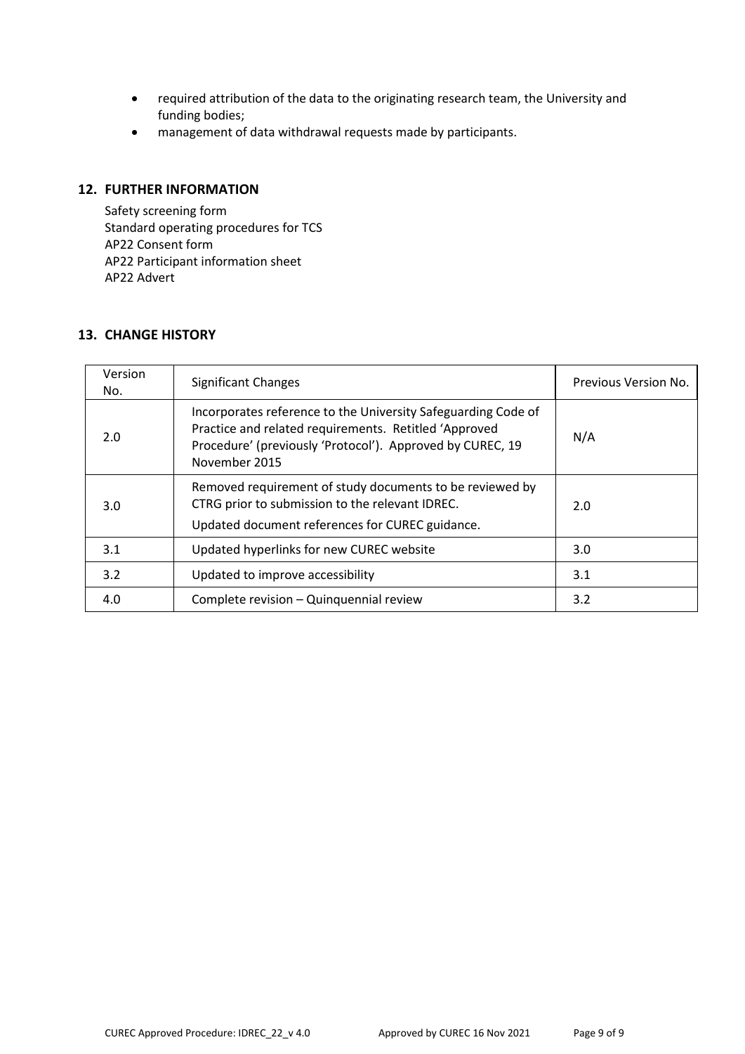- required attribution of the data to the originating research team, the University and funding bodies;
- management of data withdrawal requests made by participants.

## 12. FURTHER INFORMATION

Safety screening form
Standard operating procedures for TCS
AP22 Consent form
AP22 Participant information sheet
AP22 Advert

## 13. CHANGE HISTORY

| Version No. | Significant Changes | Previous Version No. |
|---|---|---|
| 2.0 | Incorporates reference to the University Safeguarding Code of Practice and related requirements. Retitled 'Approved Procedure' (previously 'Protocol'). Approved by CUREC, 19 November 2015 | N/A |
| 3.0 | Removed requirement of study documents to be reviewed by CTRG prior to submission to the relevant IDREC.<br>Updated document references for CUREC guidance. | 2.0 |
| 3.1 | Updated hyperlinks for new CUREC website | 3.0 |
| 3.2 | Updated to improve accessibility | 3.1 |
| 4.0 | Complete revision – Quinquennial review | 3.2 |